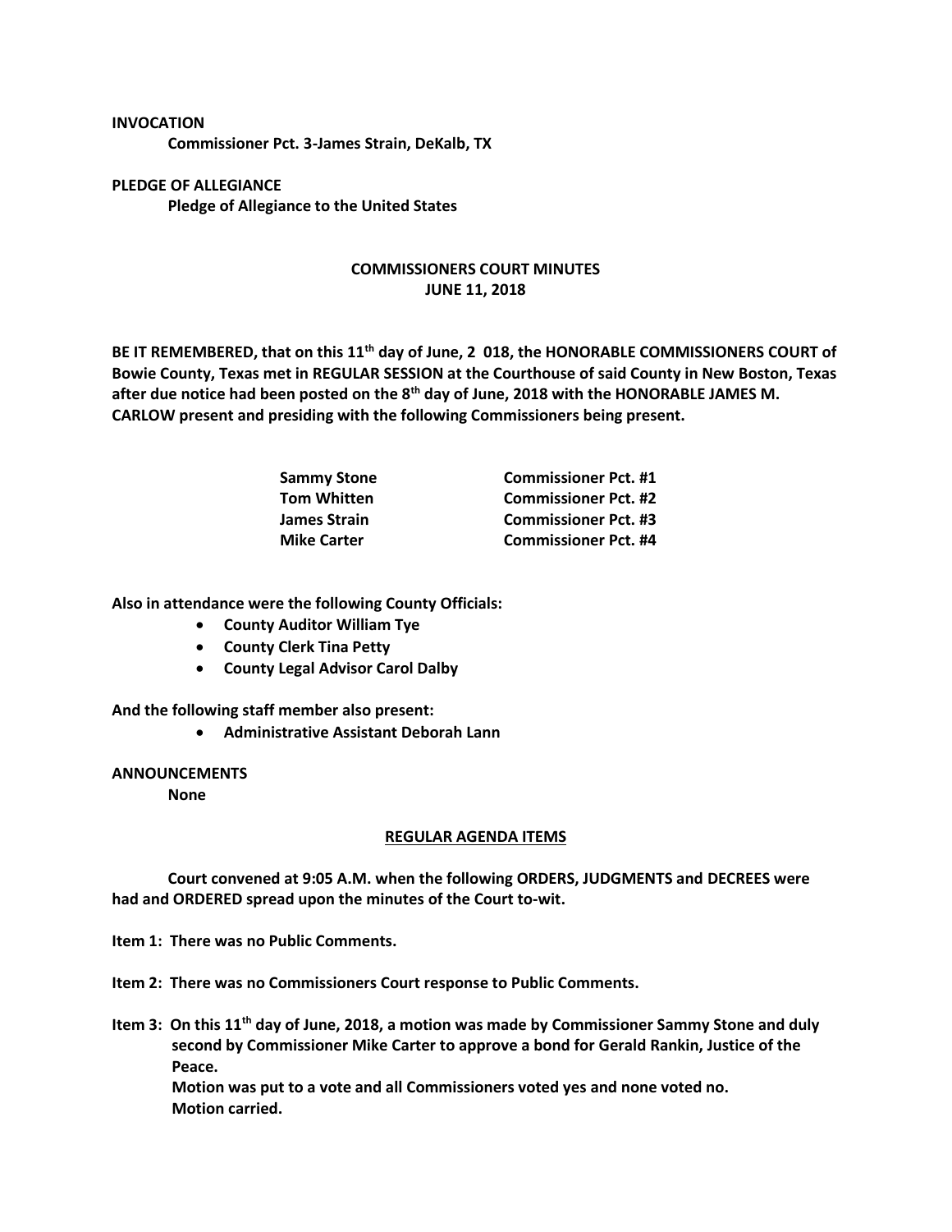**INVOCATION**

**Commissioner Pct. 3-James Strain, DeKalb, TX**

**PLEDGE OF ALLEGIANCE**

**Pledge of Allegiance to the United States**

**COMMISSIONERS COURT MINUTES**
**JUNE 11, 2018**

**BE IT REMEMBERED, that on this 11th day of June, 2 018, the HONORABLE COMMISSIONERS COURT of Bowie County, Texas met in REGULAR SESSION at the Courthouse of said County in New Boston, Texas after due notice had been posted on the 8th day of June, 2018 with the HONORABLE JAMES M. CARLOW present and presiding with the following Commissioners being present.**

| | |
|---|---|
| **Sammy Stone** | **Commissioner Pct. #1** |
| **Tom Whitten** | **Commissioner Pct. #2** |
| **James Strain** | **Commissioner Pct. #3** |
| **Mike Carter** | **Commissioner Pct. #4** |

**Also in attendance were the following County Officials:**

- **County Auditor William Tye**
- **County Clerk Tina Petty**
- **County Legal Advisor Carol Dalby**

**And the following staff member also present:**

- **Administrative Assistant Deborah Lann**

**ANNOUNCEMENTS**

**None**

**REGULAR AGENDA ITEMS**

**Court convened at 9:05 A.M. when the following ORDERS, JUDGMENTS and DECREES were had and ORDERED spread upon the minutes of the Court to-wit.**

**Item 1: There was no Public Comments.**

**Item 2: There was no Commissioners Court response to Public Comments.**

**Item 3: On this 11th day of June, 2018, a motion was made by Commissioner Sammy Stone and duly second by Commissioner Mike Carter to approve a bond for Gerald Rankin, Justice of the Peace.**
**Motion was put to a vote and all Commissioners voted yes and none voted no.**
**Motion carried.**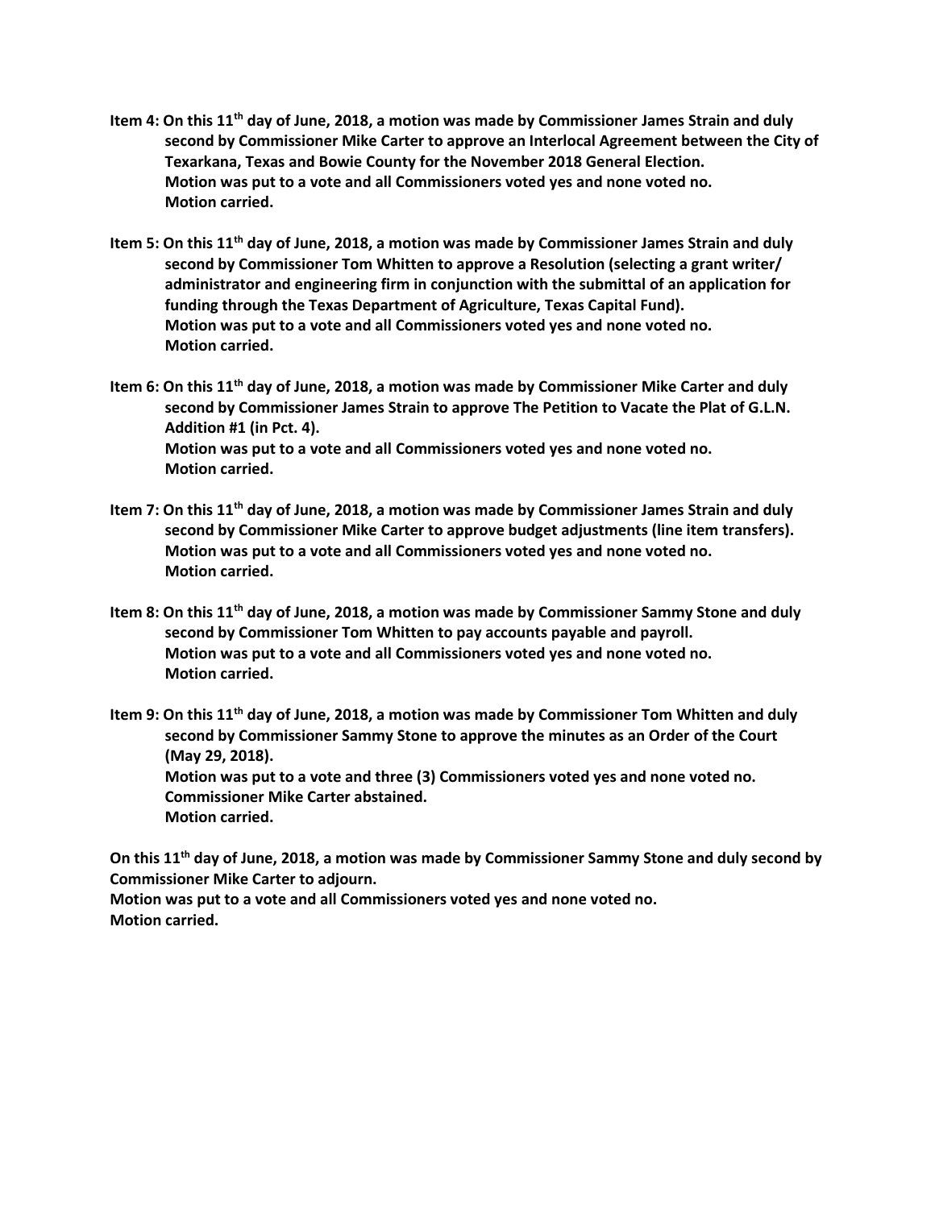**Item 4: On this 11th day of June, 2018, a motion was made by Commissioner James Strain and duly second by Commissioner Mike Carter to approve an Interlocal Agreement between the City of Texarkana, Texas and Bowie County for the November 2018 General Election.**
**Motion was put to a vote and all Commissioners voted yes and none voted no.**
**Motion carried.**

**Item 5: On this 11th day of June, 2018, a motion was made by Commissioner James Strain and duly second by Commissioner Tom Whitten to approve a Resolution (selecting a grant writer/ administrator and engineering firm in conjunction with the submittal of an application for funding through the Texas Department of Agriculture, Texas Capital Fund).**
**Motion was put to a vote and all Commissioners voted yes and none voted no.**
**Motion carried.**

**Item 6: On this 11th day of June, 2018, a motion was made by Commissioner Mike Carter and duly second by Commissioner James Strain to approve The Petition to Vacate the Plat of G.L.N. Addition #1 (in Pct. 4).**
**Motion was put to a vote and all Commissioners voted yes and none voted no.**
**Motion carried.**

**Item 7: On this 11th day of June, 2018, a motion was made by Commissioner James Strain and duly second by Commissioner Mike Carter to approve budget adjustments (line item transfers).**
**Motion was put to a vote and all Commissioners voted yes and none voted no.**
**Motion carried.**

**Item 8: On this 11th day of June, 2018, a motion was made by Commissioner Sammy Stone and duly second by Commissioner Tom Whitten to pay accounts payable and payroll.**
**Motion was put to a vote and all Commissioners voted yes and none voted no.**
**Motion carried.**

**Item 9: On this 11th day of June, 2018, a motion was made by Commissioner Tom Whitten and duly second by Commissioner Sammy Stone to approve the minutes as an Order of the Court (May 29, 2018).**
**Motion was put to a vote and three (3) Commissioners voted yes and none voted no.**
**Commissioner Mike Carter abstained.**
**Motion carried.**

**On this 11th day of June, 2018, a motion was made by Commissioner Sammy Stone and duly second by Commissioner Mike Carter to adjourn.**
**Motion was put to a vote and all Commissioners voted yes and none voted no.**
**Motion carried.**